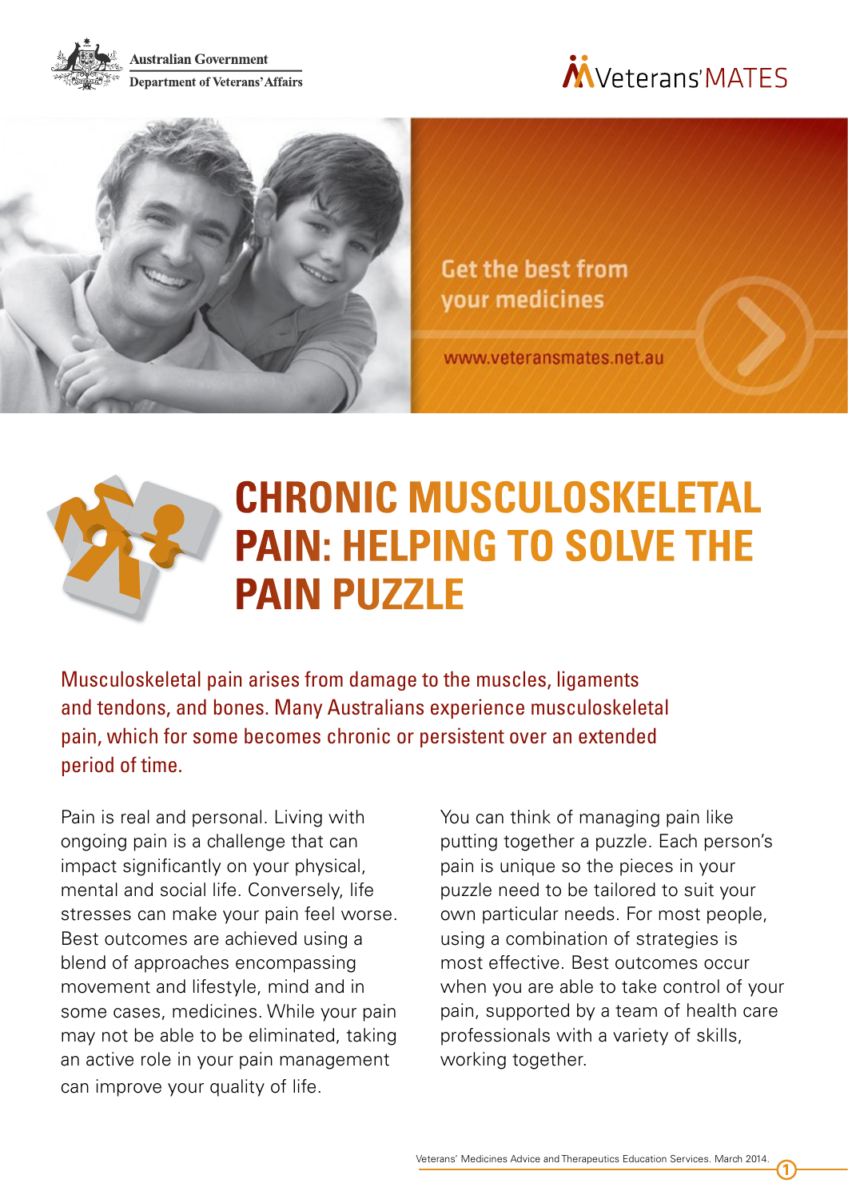Australian Government
Department of Veterans' Affairs

Veterans' MATES

Get the best from your medicines

www.veteransmates.net.au

# CHRONIC MUSCULOSKELETAL PAIN: HELPING TO SOLVE THE PAIN PUZZLE

Musculoskeletal pain arises from damage to the muscles, ligaments and tendons, and bones. Many Australians experience musculoskeletal pain, which for some becomes chronic or persistent over an extended period of time.

Pain is real and personal. Living with ongoing pain is a challenge that can impact significantly on your physical, mental and social life. Conversely, life stresses can make your pain feel worse. Best outcomes are achieved using a blend of approaches encompassing movement and lifestyle, mind and in some cases, medicines. While your pain may not be able to be eliminated, taking an active role in your pain management can improve your quality of life.

You can think of managing pain like putting together a puzzle. Each person's pain is unique so the pieces in your puzzle need to be tailored to suit your own particular needs. For most people, using a combination of strategies is most effective. Best outcomes occur when you are able to take control of your pain, supported by a team of health care professionals with a variety of skills, working together.

Veterans' Medicines Advice and Therapeutics Education Services. March 2014.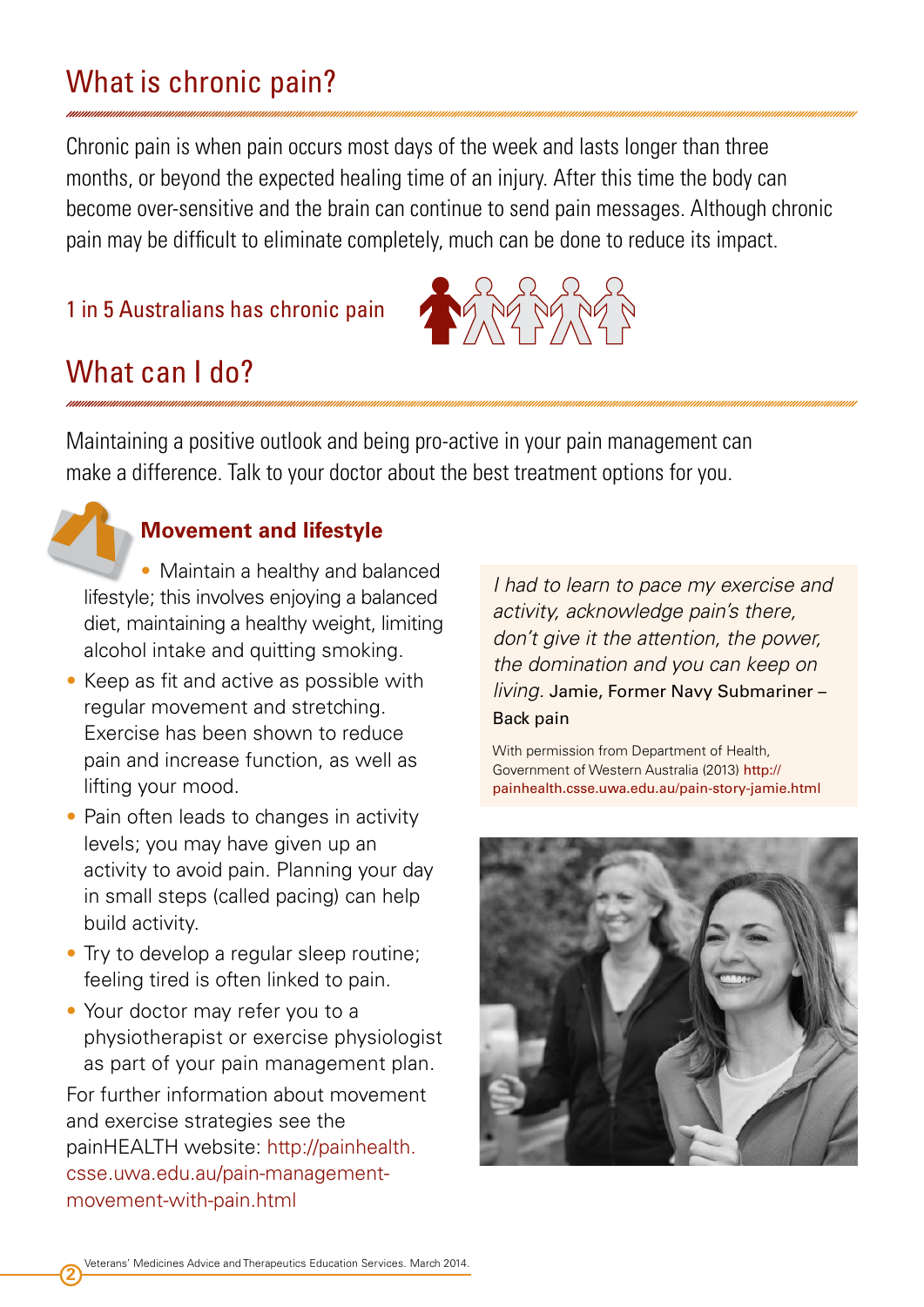## What is chronic pain?

Chronic pain is when pain occurs most days of the week and lasts longer than three months, or beyond the expected healing time of an injury. After this time the body can become over-sensitive and the brain can continue to send pain messages. Although chronic pain may be difficult to eliminate completely, much can be done to reduce its impact.

1 in 5 Australians has chronic pain

## What can I do?

Maintaining a positive outlook and being pro-active in your pain management can make a difference. Talk to your doctor about the best treatment options for you.

### Movement and lifestyle

- Maintain a healthy and balanced lifestyle; this involves enjoying a balanced diet, maintaining a healthy weight, limiting alcohol intake and quitting smoking.
- Keep as fit and active as possible with regular movement and stretching. Exercise has been shown to reduce pain and increase function, as well as lifting your mood.
- Pain often leads to changes in activity levels; you may have given up an activity to avoid pain. Planning your day in small steps (called pacing) can help build activity.
- Try to develop a regular sleep routine; feeling tired is often linked to pain.
- Your doctor may refer you to a physiotherapist or exercise physiologist as part of your pain management plan.

For further information about movement and exercise strategies see the painHEALTH website: http://painhealth.csse.uwa.edu.au/pain-management-movement-with-pain.html

*I had to learn to pace my exercise and activity, acknowledge pain's there, don't give it the attention, the power, the domination and you can keep on living.* Jamie, Former Navy Submariner – Back pain

With permission from Department of Health, Government of Western Australia (2013) http://painhealth.csse.uwa.edu.au/pain-story-jamie.html

Veterans' Medicines Advice and Therapeutics Education Services. March 2014.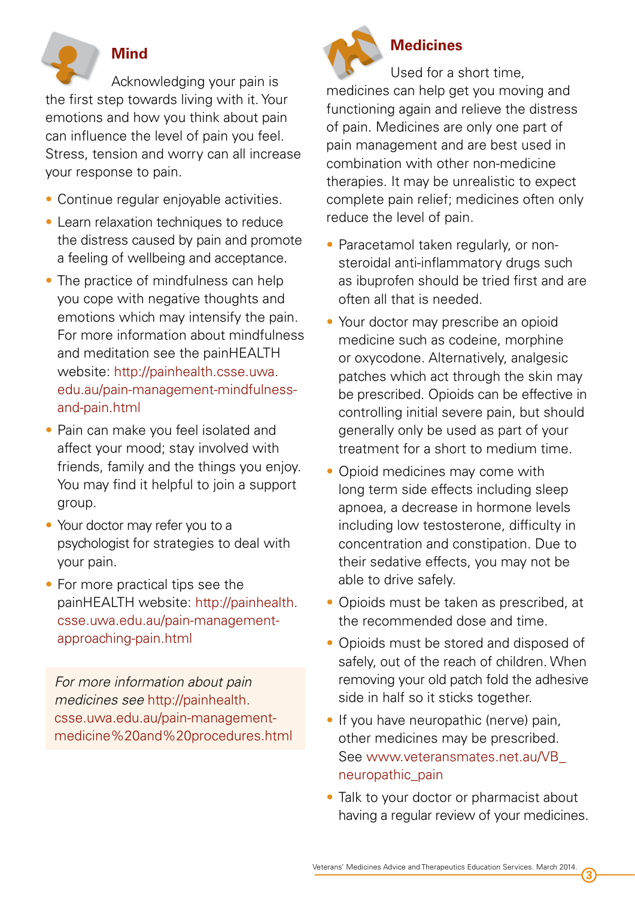## Mind

Acknowledging your pain is the first step towards living with it. Your emotions and how you think about pain can influence the level of pain you feel. Stress, tension and worry can all increase your response to pain.

- Continue regular enjoyable activities.
- Learn relaxation techniques to reduce the distress caused by pain and promote a feeling of wellbeing and acceptance.
- The practice of mindfulness can help you cope with negative thoughts and emotions which may intensify the pain. For more information about mindfulness and meditation see the painHEALTH website: http://painhealth.csse.uwa.edu.au/pain-management-mindfulness-and-pain.html
- Pain can make you feel isolated and affect your mood; stay involved with friends, family and the things you enjoy. You may find it helpful to join a support group.
- Your doctor may refer you to a psychologist for strategies to deal with your pain.
- For more practical tips see the painHEALTH website: http://painhealth.csse.uwa.edu.au/pain-management-approaching-pain.html

*For more information about pain medicines see* http://painhealth.csse.uwa.edu.au/pain-management-medicine%20and%20procedures.html

## Medicines

Used for a short time, medicines can help get you moving and functioning again and relieve the distress of pain. Medicines are only one part of pain management and are best used in combination with other non-medicine therapies. It may be unrealistic to expect complete pain relief; medicines often only reduce the level of pain.

- Paracetamol taken regularly, or non-steroidal anti-inflammatory drugs such as ibuprofen should be tried first and are often all that is needed.
- Your doctor may prescribe an opioid medicine such as codeine, morphine or oxycodone. Alternatively, analgesic patches which act through the skin may be prescribed. Opioids can be effective in controlling initial severe pain, but should generally only be used as part of your treatment for a short to medium time.
- Opioid medicines may come with long term side effects including sleep apnoea, a decrease in hormone levels including low testosterone, difficulty in concentration and constipation. Due to their sedative effects, you may not be able to drive safely.
- Opioids must be taken as prescribed, at the recommended dose and time.
- Opioids must be stored and disposed of safely, out of the reach of children. When removing your old patch fold the adhesive side in half so it sticks together.
- If you have neuropathic (nerve) pain, other medicines may be prescribed. See www.veteransmates.net.au/VB_neuropathic_pain
- Talk to your doctor or pharmacist about having a regular review of your medicines.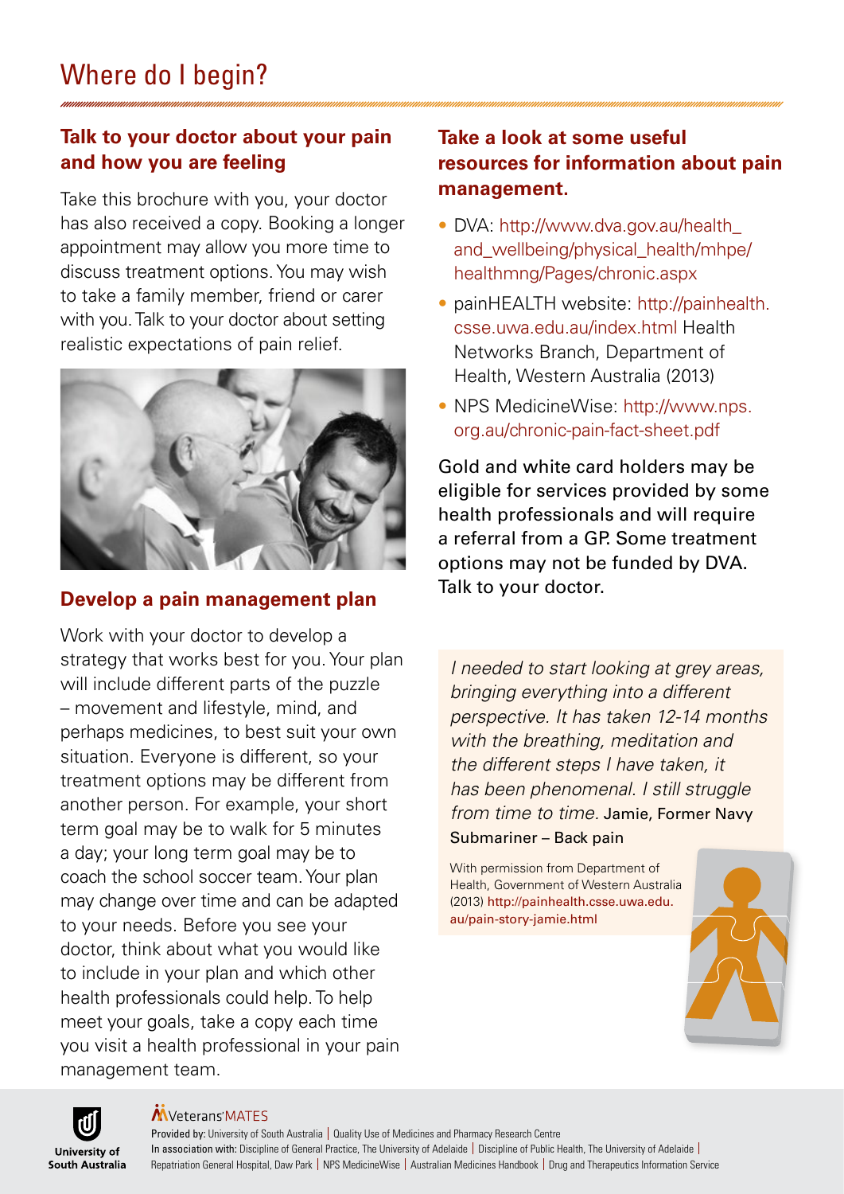# Where do I begin?

### Talk to your doctor about your pain and how you are feeling

Take this brochure with you, your doctor has also received a copy. Booking a longer appointment may allow you more time to discuss treatment options. You may wish to take a family member, friend or carer with you. Talk to your doctor about setting realistic expectations of pain relief.

### Develop a pain management plan

Work with your doctor to develop a strategy that works best for you. Your plan will include different parts of the puzzle – movement and lifestyle, mind, and perhaps medicines, to best suit your own situation. Everyone is different, so your treatment options may be different from another person. For example, your short term goal may be to walk for 5 minutes a day; your long term goal may be to coach the school soccer team. Your plan may change over time and can be adapted to your needs. Before you see your doctor, think about what you would like to include in your plan and which other health professionals could help. To help meet your goals, take a copy each time you visit a health professional in your pain management team.

### Take a look at some useful resources for information about pain management.

- DVA: http://www.dva.gov.au/health_and_wellbeing/physical_health/mhpe/healthmng/Pages/chronic.aspx
- painHEALTH website: http://painhealth.csse.uwa.edu.au/index.html Health Networks Branch, Department of Health, Western Australia (2013)
- NPS MedicineWise: http://www.nps.org.au/chronic-pain-fact-sheet.pdf

Gold and white card holders may be eligible for services provided by some health professionals and will require a referral from a GP. Some treatment options may not be funded by DVA. Talk to your doctor.

*I needed to start looking at grey areas, bringing everything into a different perspective. It has taken 12-14 months with the breathing, meditation and the different steps I have taken, it has been phenomenal. I still struggle from time to time.* Jamie, Former Navy Submariner – Back pain

With permission from Department of Health, Government of Western Australia (2013) http://painhealth.csse.uwa.edu.au/pain-story-jamie.html

University of South Australia

Veterans' MATES

Provided by: University of South Australia | Quality Use of Medicines and Pharmacy Research Centre
In association with: Discipline of General Practice, The University of Adelaide | Discipline of Public Health, The University of Adelaide | Repatriation General Hospital, Daw Park | NPS MedicineWise | Australian Medicines Handbook | Drug and Therapeutics Information Service